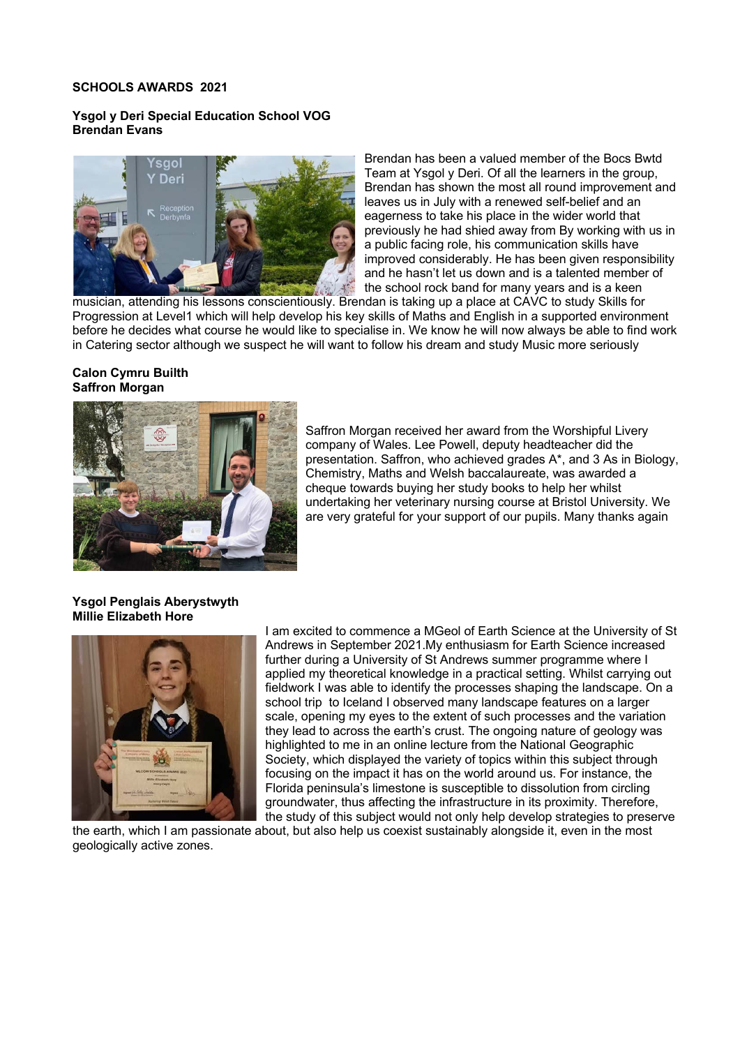**SCHOOLS AWARDS 2021**

**Ysgol y Deri Special Education School VOG**
**Brendan Evans**

Brendan has been a valued member of the Bocs Bwtd Team at Ysgol y Deri. Of all the learners in the group, Brendan has shown the most all round improvement and leaves us in July with a renewed self-belief and an eagerness to take his place in the wider world that previously he had shied away from By working with us in a public facing role, his communication skills have improved considerably. He has been given responsibility and he hasn't let us down and is a talented member of the school rock band for many years and is a keen musician, attending his lessons conscientiously. Brendan is taking up a place at CAVC to study Skills for Progression at Level1 which will help develop his key skills of Maths and English in a supported environment before he decides what course he would like to specialise in. We know he will now always be able to find work in Catering sector although we suspect he will want to follow his dream and study Music more seriously

**Calon Cymru Builth**
**Saffron Morgan**

Saffron Morgan received her award from the Worshipful Livery company of Wales. Lee Powell, deputy headteacher did the presentation. Saffron, who achieved grades A*, and 3 As in Biology, Chemistry, Maths and Welsh baccalaureate, was awarded a cheque towards buying her study books to help her whilst undertaking her veterinary nursing course at Bristol University. We are very grateful for your support of our pupils. Many thanks again

**Ysgol Penglais Aberystwyth**
**Millie Elizabeth Hore**

I am excited to commence a MGeol of Earth Science at the University of St Andrews in September 2021.My enthusiasm for Earth Science increased further during a University of St Andrews summer programme where I applied my theoretical knowledge in a practical setting. Whilst carrying out fieldwork I was able to identify the processes shaping the landscape. On a school trip to Iceland I observed many landscape features on a larger scale, opening my eyes to the extent of such processes and the variation they lead to across the earth's crust. The ongoing nature of geology was highlighted to me in an online lecture from the National Geographic Society, which displayed the variety of topics within this subject through focusing on the impact it has on the world around us. For instance, the Florida peninsula's limestone is susceptible to dissolution from circling groundwater, thus affecting the infrastructure in its proximity. Therefore, the study of this subject would not only help develop strategies to preserve the earth, which I am passionate about, but also help us coexist sustainably alongside it, even in the most geologically active zones.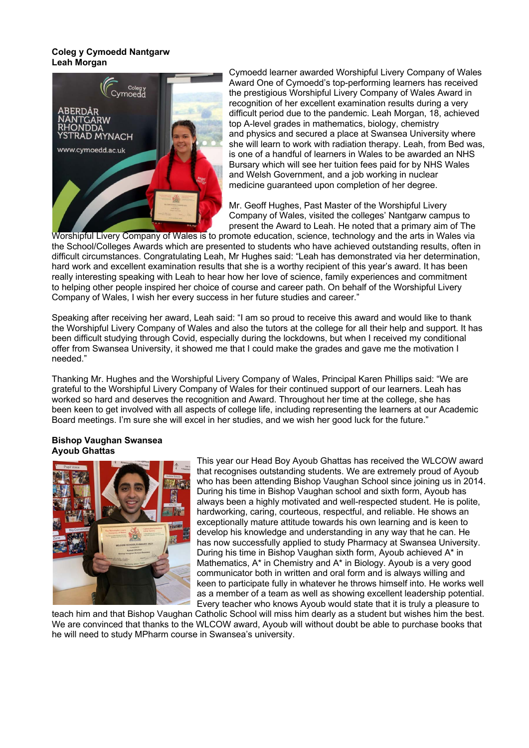**Coleg y Cymoedd Nantgarw**
**Leah Morgan**

Cymoedd learner awarded Worshipful Livery Company of Wales Award One of Cymoedd's top-performing learners has received the prestigious Worshipful Livery Company of Wales Award in recognition of her excellent examination results during a very difficult period due to the pandemic. Leah Morgan, 18, achieved top A-level grades in mathematics, biology, chemistry and physics and secured a place at Swansea University where she will learn to work with radiation therapy. Leah, from Bed was, is one of a handful of learners in Wales to be awarded an NHS Bursary which will see her tuition fees paid for by NHS Wales and Welsh Government, and a job working in nuclear medicine guaranteed upon completion of her degree.

Mr. Geoff Hughes, Past Master of the Worshipful Livery Company of Wales, visited the colleges' Nantgarw campus to present the Award to Leah. He noted that a primary aim of The Worshipful Livery Company of Wales is to promote education, science, technology and the arts in Wales via the School/Colleges Awards which are presented to students who have achieved outstanding results, often in difficult circumstances. Congratulating Leah, Mr Hughes said: "Leah has demonstrated via her determination, hard work and excellent examination results that she is a worthy recipient of this year's award. It has been really interesting speaking with Leah to hear how her love of science, family experiences and commitment to helping other people inspired her choice of course and career path. On behalf of the Worshipful Livery Company of Wales, I wish her every success in her future studies and career."

Speaking after receiving her award, Leah said: "I am so proud to receive this award and would like to thank the Worshipful Livery Company of Wales and also the tutors at the college for all their help and support. It has been difficult studying through Covid, especially during the lockdowns, but when I received my conditional offer from Swansea University, it showed me that I could make the grades and gave me the motivation I needed."

Thanking Mr. Hughes and the Worshipful Livery Company of Wales, Principal Karen Phillips said: "We are grateful to the Worshipful Livery Company of Wales for their continued support of our learners. Leah has worked so hard and deserves the recognition and Award. Throughout her time at the college, she has been keen to get involved with all aspects of college life, including representing the learners at our Academic Board meetings. I'm sure she will excel in her studies, and we wish her good luck for the future."

**Bishop Vaughan Swansea**
**Ayoub Ghattas**

This year our Head Boy Ayoub Ghattas has received the WLCOW award that recognises outstanding students. We are extremely proud of Ayoub who has been attending Bishop Vaughan School since joining us in 2014. During his time in Bishop Vaughan school and sixth form, Ayoub has always been a highly motivated and well-respected student. He is polite, hardworking, caring, courteous, respectful, and reliable. He shows an exceptionally mature attitude towards his own learning and is keen to develop his knowledge and understanding in any way that he can. He has now successfully applied to study Pharmacy at Swansea University. During his time in Bishop Vaughan sixth form, Ayoub achieved A* in Mathematics, A* in Chemistry and A* in Biology. Ayoub is a very good communicator both in written and oral form and is always willing and keen to participate fully in whatever he throws himself into. He works well as a member of a team as well as showing excellent leadership potential. Every teacher who knows Ayoub would state that it is truly a pleasure to teach him and that Bishop Vaughan Catholic School will miss him dearly as a student but wishes him the best. We are convinced that thanks to the WLCOW award, Ayoub will without doubt be able to purchase books that he will need to study MPharm course in Swansea's university.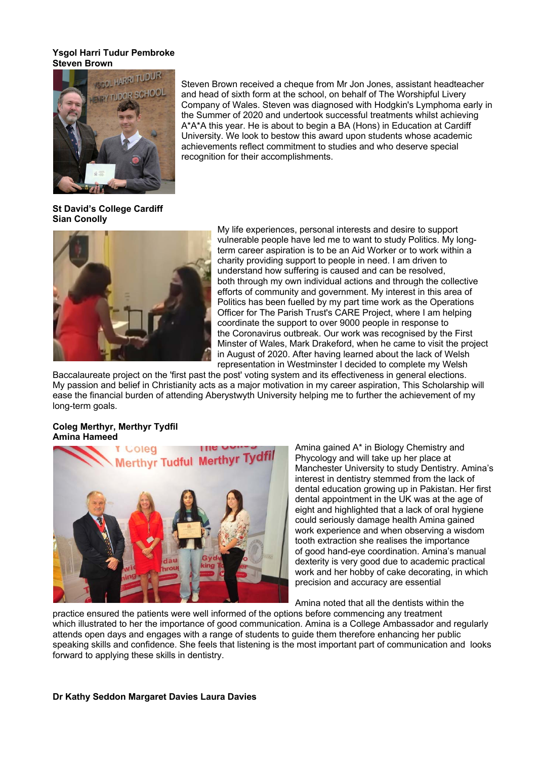**Ysgol Harri Tudur Pembroke**
**Steven Brown**

Steven Brown received a cheque from Mr Jon Jones, assistant headteacher and head of sixth form at the school, on behalf of The Worshipful Livery Company of Wales. Steven was diagnosed with Hodgkin's Lymphoma early in the Summer of 2020 and undertook successful treatments whilst achieving A*A*A this year. He is about to begin a BA (Hons) in Education at Cardiff University. We look to bestow this award upon students whose academic achievements reflect commitment to studies and who deserve special recognition for their accomplishments.

**St David's College Cardiff**
**Sian Conolly**

My life experiences, personal interests and desire to support vulnerable people have led me to want to study Politics. My long-term career aspiration is to be an Aid Worker or to work within a charity providing support to people in need. I am driven to understand how suffering is caused and can be resolved, both through my own individual actions and through the collective efforts of community and government. My interest in this area of Politics has been fuelled by my part time work as the Operations Officer for The Parish Trust's CARE Project, where I am helping coordinate the support to over 9000 people in response to the Coronavirus outbreak. Our work was recognised by the First Minster of Wales, Mark Drakeford, when he came to visit the project in August of 2020. After having learned about the lack of Welsh representation in Westminster I decided to complete my Welsh Baccalaureate project on the 'first past the post' voting system and its effectiveness in general elections. My passion and belief in Christianity acts as a major motivation in my career aspiration, This Scholarship will ease the financial burden of attending Aberystwyth University helping me to further the achievement of my long-term goals.

**Coleg Merthyr, Merthyr Tydfil**
**Amina Hameed**

Amina gained A* in Biology Chemistry and Phycology and will take up her place at Manchester University to study Dentistry. Amina's interest in dentistry stemmed from the lack of dental education growing up in Pakistan. Her first dental appointment in the UK was at the age of eight and highlighted that a lack of oral hygiene could seriously damage health Amina gained work experience and when observing a wisdom tooth extraction she realises the importance of good hand-eye coordination. Amina's manual dexterity is very good due to academic practical work and her hobby of cake decorating, in which precision and accuracy are essential

Amina noted that all the dentists within the practice ensured the patients were well informed of the options before commencing any treatment which illustrated to her the importance of good communication. Amina is a College Ambassador and regularly attends open days and engages with a range of students to guide them therefore enhancing her public speaking skills and confidence. She feels that listening is the most important part of communication and looks forward to applying these skills in dentistry.

**Dr Kathy Seddon Margaret Davies Laura Davies**